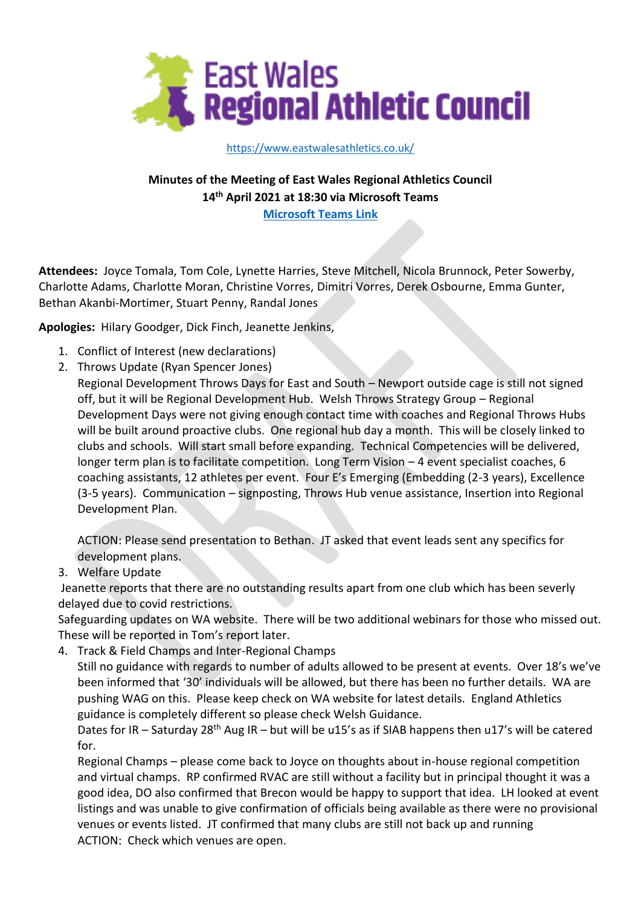# East Wales Regional Athletic Council

https://www.eastwalesathletics.co.uk/

**Minutes of the Meeting of East Wales Regional Athletics Council**
**14th April 2021 at 18:30 via Microsoft Teams**
**Microsoft Teams Link**

**Attendees:** Joyce Tomala, Tom Cole, Lynette Harries, Steve Mitchell, Nicola Brunnock, Peter Sowerby, Charlotte Adams, Charlotte Moran, Christine Vorres, Dimitri Vorres, Derek Osbourne, Emma Gunter, Bethan Akanbi-Mortimer, Stuart Penny, Randal Jones

**Apologies:** Hilary Goodger, Dick Finch, Jeanette Jenkins,

1. Conflict of Interest (new declarations)
2. Throws Update (Ryan Spencer Jones)
   Regional Development Throws Days for East and South – Newport outside cage is still not signed off, but it will be Regional Development Hub. Welsh Throws Strategy Group – Regional Development Days were not giving enough contact time with coaches and Regional Throws Hubs will be built around proactive clubs. One regional hub day a month. This will be closely linked to clubs and schools. Will start small before expanding. Technical Competencies will be delivered, longer term plan is to facilitate competition. Long Term Vision – 4 event specialist coaches, 6 coaching assistants, 12 athletes per event. Four E's Emerging (Embedding (2-3 years), Excellence (3-5 years). Communication – signposting, Throws Hub venue assistance, Insertion into Regional Development Plan.

   ACTION: Please send presentation to Bethan. JT asked that event leads sent any specifics for development plans.
3. Welfare Update
   Jeanette reports that there are no outstanding results apart from one club which has been severly delayed due to covid restrictions.
   Safeguarding updates on WA website. There will be two additional webinars for those who missed out. These will be reported in Tom's report later.
4. Track & Field Champs and Inter-Regional Champs
   Still no guidance with regards to number of adults allowed to be present at events. Over 18's we've been informed that '30' individuals will be allowed, but there has been no further details. WA are pushing WAG on this. Please keep check on WA website for latest details. England Athletics guidance is completely different so please check Welsh Guidance.
   Dates for IR – Saturday 28th Aug IR – but will be u15's as if SIAB happens then u17's will be catered for.
   Regional Champs – please come back to Joyce on thoughts about in-house regional competition and virtual champs. RP confirmed RVAC are still without a facility but in principal thought it was a good idea, DO also confirmed that Brecon would be happy to support that idea. LH looked at event listings and was unable to give confirmation of officials being available as there were no provisional venues or events listed. JT confirmed that many clubs are still not back up and running
   ACTION: Check which venues are open.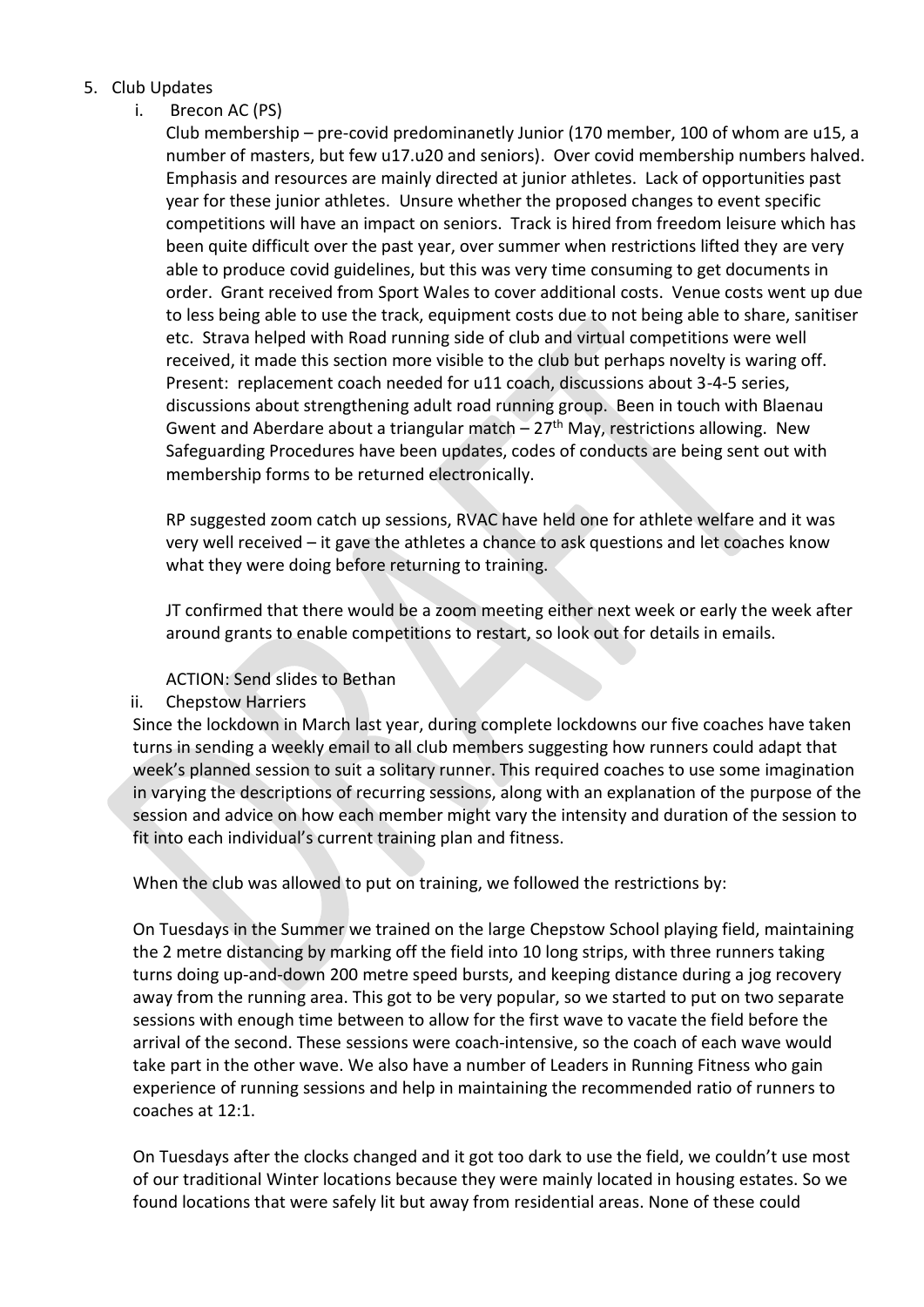5. Club Updates

   i. Brecon AC (PS)

   Club membership – pre-covid predominanetly Junior (170 member, 100 of whom are u15, a number of masters, but few u17.u20 and seniors). Over covid membership numbers halved. Emphasis and resources are mainly directed at junior athletes. Lack of opportunities past year for these junior athletes. Unsure whether the proposed changes to event specific competitions will have an impact on seniors. Track is hired from freedom leisure which has been quite difficult over the past year, over summer when restrictions lifted they are very able to produce covid guidelines, but this was very time consuming to get documents in order. Grant received from Sport Wales to cover additional costs. Venue costs went up due to less being able to use the track, equipment costs due to not being able to share, sanitiser etc. Strava helped with Road running side of club and virtual competitions were well received, it made this section more visible to the club but perhaps novelty is waring off. Present: replacement coach needed for u11 coach, discussions about 3-4-5 series, discussions about strengthening adult road running group. Been in touch with Blaenau Gwent and Aberdare about a triangular match – 27th May, restrictions allowing. New Safeguarding Procedures have been updates, codes of conducts are being sent out with membership forms to be returned electronically.

   RP suggested zoom catch up sessions, RVAC have held one for athlete welfare and it was very well received – it gave the athletes a chance to ask questions and let coaches know what they were doing before returning to training.

   JT confirmed that there would be a zoom meeting either next week or early the week after around grants to enable competitions to restart, so look out for details in emails.

   ACTION: Send slides to Bethan

   ii. Chepstow Harriers

Since the lockdown in March last year, during complete lockdowns our five coaches have taken turns in sending a weekly email to all club members suggesting how runners could adapt that week's planned session to suit a solitary runner. This required coaches to use some imagination in varying the descriptions of recurring sessions, along with an explanation of the purpose of the session and advice on how each member might vary the intensity and duration of the session to fit into each individual's current training plan and fitness.

When the club was allowed to put on training, we followed the restrictions by:

On Tuesdays in the Summer we trained on the large Chepstow School playing field, maintaining the 2 metre distancing by marking off the field into 10 long strips, with three runners taking turns doing up-and-down 200 metre speed bursts, and keeping distance during a jog recovery away from the running area. This got to be very popular, so we started to put on two separate sessions with enough time between to allow for the first wave to vacate the field before the arrival of the second. These sessions were coach-intensive, so the coach of each wave would take part in the other wave. We also have a number of Leaders in Running Fitness who gain experience of running sessions and help in maintaining the recommended ratio of runners to coaches at 12:1.

On Tuesdays after the clocks changed and it got too dark to use the field, we couldn't use most of our traditional Winter locations because they were mainly located in housing estates. So we found locations that were safely lit but away from residential areas. None of these could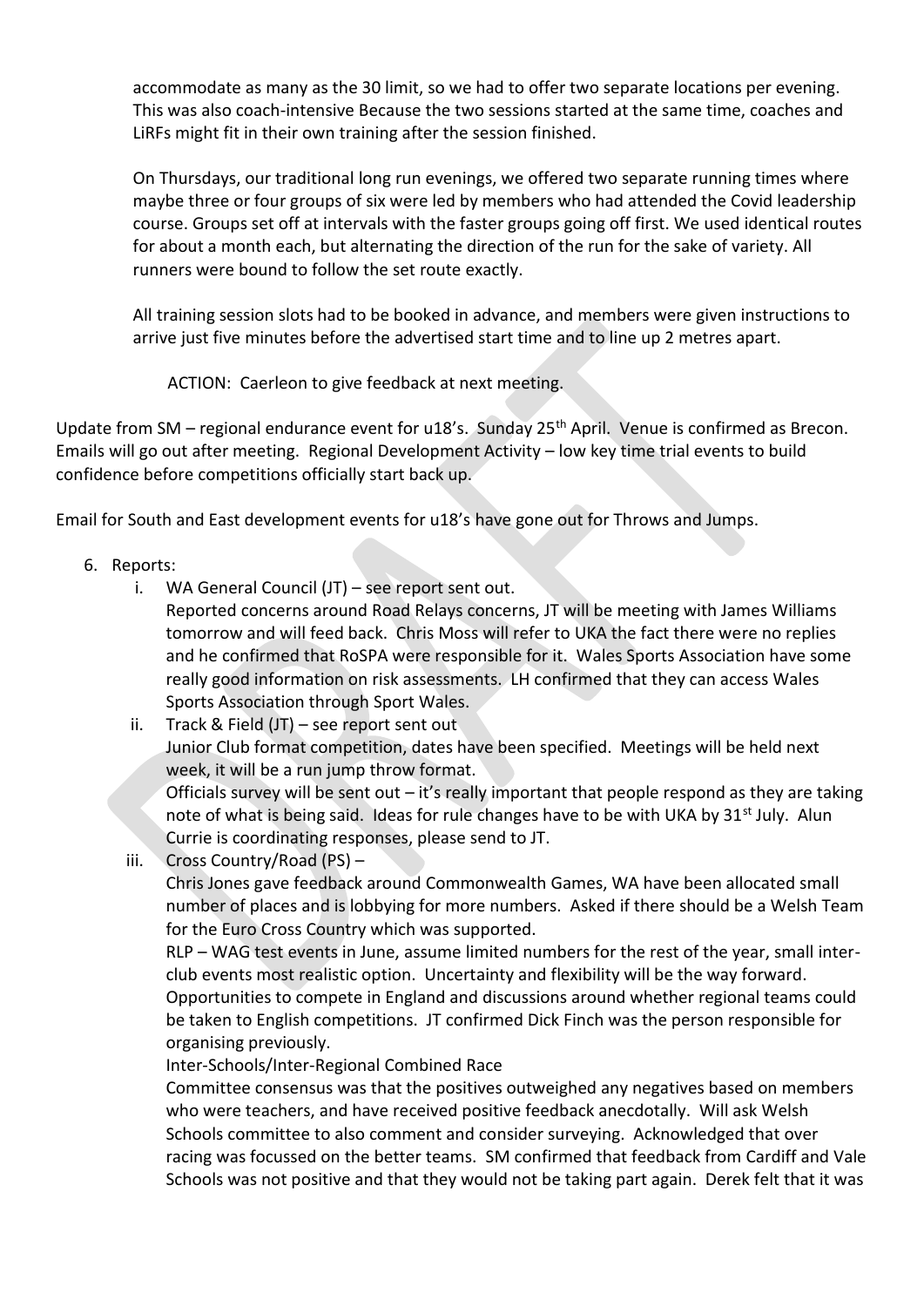accommodate as many as the 30 limit, so we had to offer two separate locations per evening. This was also coach-intensive Because the two sessions started at the same time, coaches and LiRFs might fit in their own training after the session finished.

On Thursdays, our traditional long run evenings, we offered two separate running times where maybe three or four groups of six were led by members who had attended the Covid leadership course. Groups set off at intervals with the faster groups going off first. We used identical routes for about a month each, but alternating the direction of the run for the sake of variety. All runners were bound to follow the set route exactly.

All training session slots had to be booked in advance, and members were given instructions to arrive just five minutes before the advertised start time and to line up 2 metres apart.

ACTION: Caerleon to give feedback at next meeting.

Update from SM – regional endurance event for u18's. Sunday 25th April. Venue is confirmed as Brecon. Emails will go out after meeting. Regional Development Activity – low key time trial events to build confidence before competitions officially start back up.

Email for South and East development events for u18's have gone out for Throws and Jumps.

6. Reports:
   i. WA General Council (JT) – see report sent out.
      Reported concerns around Road Relays concerns, JT will be meeting with James Williams tomorrow and will feed back. Chris Moss will refer to UKA the fact there were no replies and he confirmed that RoSPA were responsible for it. Wales Sports Association have some really good information on risk assessments. LH confirmed that they can access Wales Sports Association through Sport Wales.
   ii. Track & Field (JT) – see report sent out
      Junior Club format competition, dates have been specified. Meetings will be held next week, it will be a run jump throw format.
      Officials survey will be sent out – it's really important that people respond as they are taking note of what is being said. Ideas for rule changes have to be with UKA by 31st July. Alun Currie is coordinating responses, please send to JT.
   iii. Cross Country/Road (PS) –
      Chris Jones gave feedback around Commonwealth Games, WA have been allocated small number of places and is lobbying for more numbers. Asked if there should be a Welsh Team for the Euro Cross Country which was supported.
      RLP – WAG test events in June, assume limited numbers for the rest of the year, small inter-club events most realistic option. Uncertainty and flexibility will be the way forward. Opportunities to compete in England and discussions around whether regional teams could be taken to English competitions. JT confirmed Dick Finch was the person responsible for organising previously.
      Inter-Schools/Inter-Regional Combined Race
      Committee consensus was that the positives outweighed any negatives based on members who were teachers, and have received positive feedback anecdotally. Will ask Welsh Schools committee to also comment and consider surveying. Acknowledged that over racing was focussed on the better teams. SM confirmed that feedback from Cardiff and Vale Schools was not positive and that they would not be taking part again. Derek felt that it was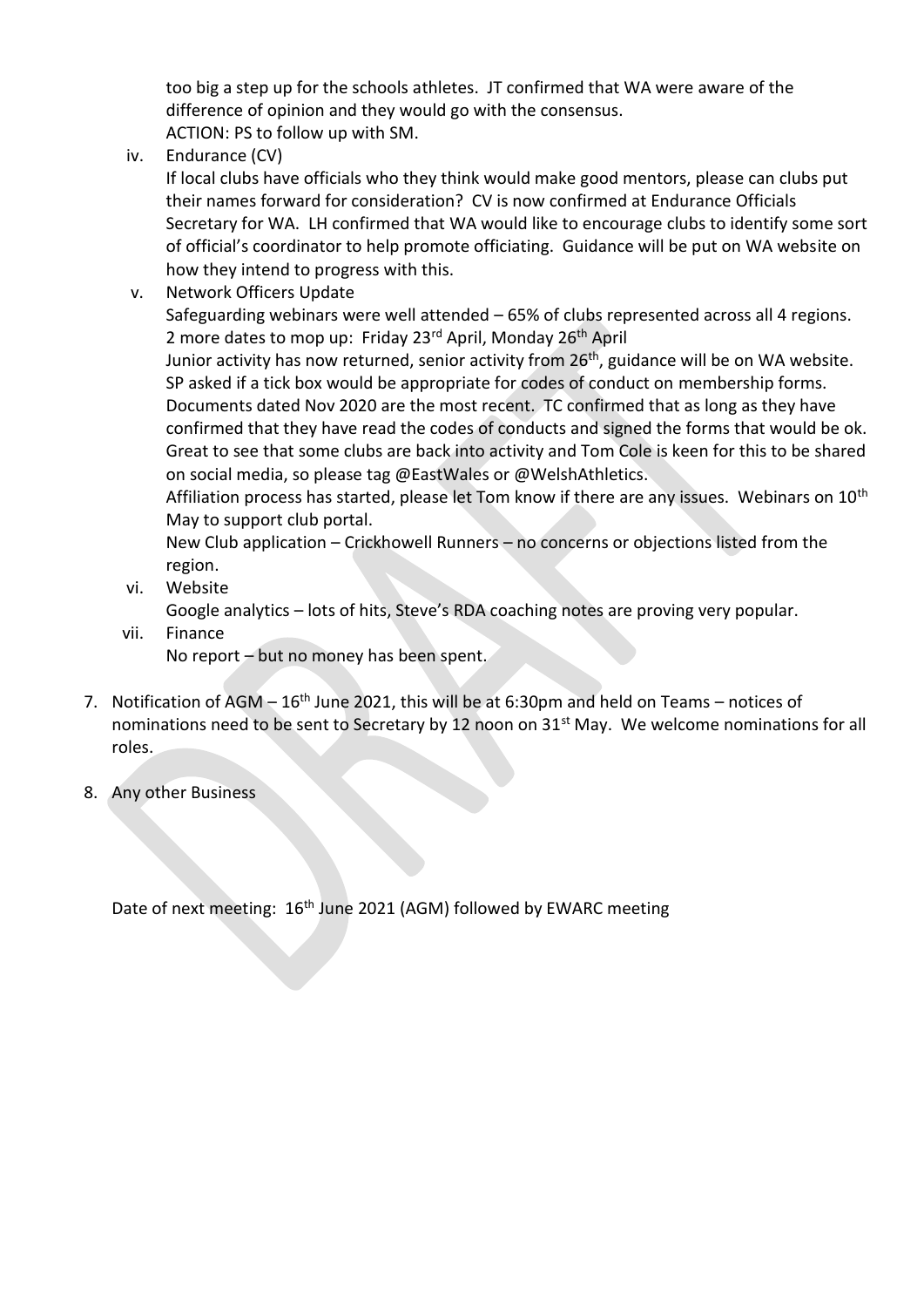too big a step up for the schools athletes. JT confirmed that WA were aware of the difference of opinion and they would go with the consensus.
ACTION: PS to follow up with SM.

iv. Endurance (CV)
If local clubs have officials who they think would make good mentors, please can clubs put their names forward for consideration? CV is now confirmed at Endurance Officials Secretary for WA. LH confirmed that WA would like to encourage clubs to identify some sort of official's coordinator to help promote officiating. Guidance will be put on WA website on how they intend to progress with this.

v. Network Officers Update
Safeguarding webinars were well attended – 65% of clubs represented across all 4 regions. 2 more dates to mop up: Friday 23rd April, Monday 26th April
Junior activity has now returned, senior activity from 26th, guidance will be on WA website.
SP asked if a tick box would be appropriate for codes of conduct on membership forms. Documents dated Nov 2020 are the most recent. TC confirmed that as long as they have confirmed that they have read the codes of conducts and signed the forms that would be ok.
Great to see that some clubs are back into activity and Tom Cole is keen for this to be shared on social media, so please tag @EastWales or @WelshAthletics.
Affiliation process has started, please let Tom know if there are any issues. Webinars on 10th May to support club portal.
New Club application – Crickhowell Runners – no concerns or objections listed from the region.

vi. Website
Google analytics – lots of hits, Steve's RDA coaching notes are proving very popular.

vii. Finance
No report – but no money has been spent.

7. Notification of AGM – 16th June 2021, this will be at 6:30pm and held on Teams – notices of nominations need to be sent to Secretary by 12 noon on 31st May. We welcome nominations for all roles.

8. Any other Business

Date of next meeting: 16th June 2021 (AGM) followed by EWARC meeting